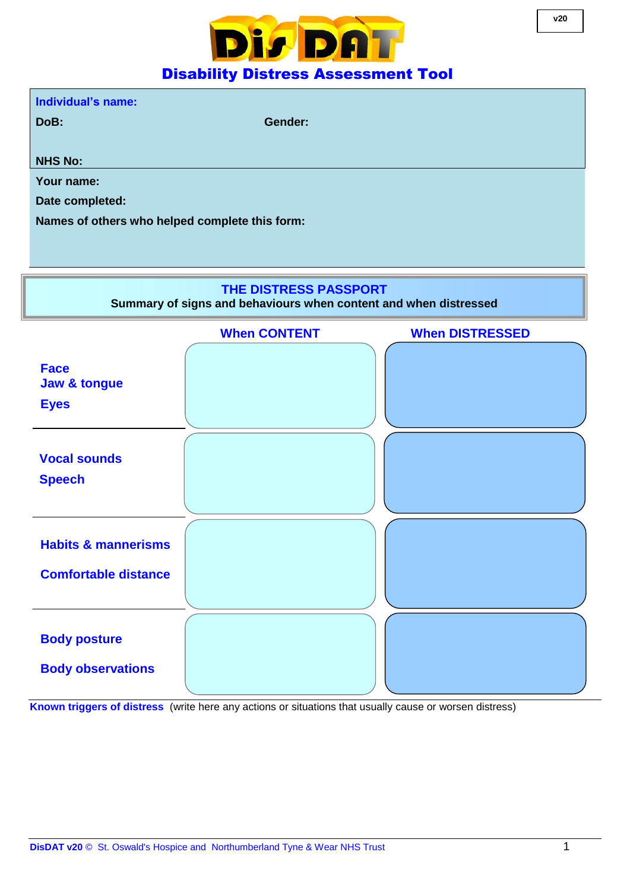v20

# DisDAT

## Disability Distress Assessment Tool

**Individual's name:**

**DoB:** **Gender:**

**NHS No:**

**Your name:**

**Date completed:**

**Names of others who helped complete this form:**

## THE DISTRESS PASSPORT

**Summary of signs and behaviours when content and when distressed**

| | When CONTENT | When DISTRESSED |
|---|---|---|
| **Face**<br>**Jaw & tongue**<br>**Eyes** | | |
| **Vocal sounds**<br>**Speech** | | |
| **Habits & mannerisms**<br>**Comfortable distance** | | |
| **Body posture**<br>**Body observations** | | |

**Known triggers of distress** (write here any actions or situations that usually cause or worsen distress)

**DisDAT v20** © St. Oswald's Hospice and Northumberland Tyne & Wear NHS Trust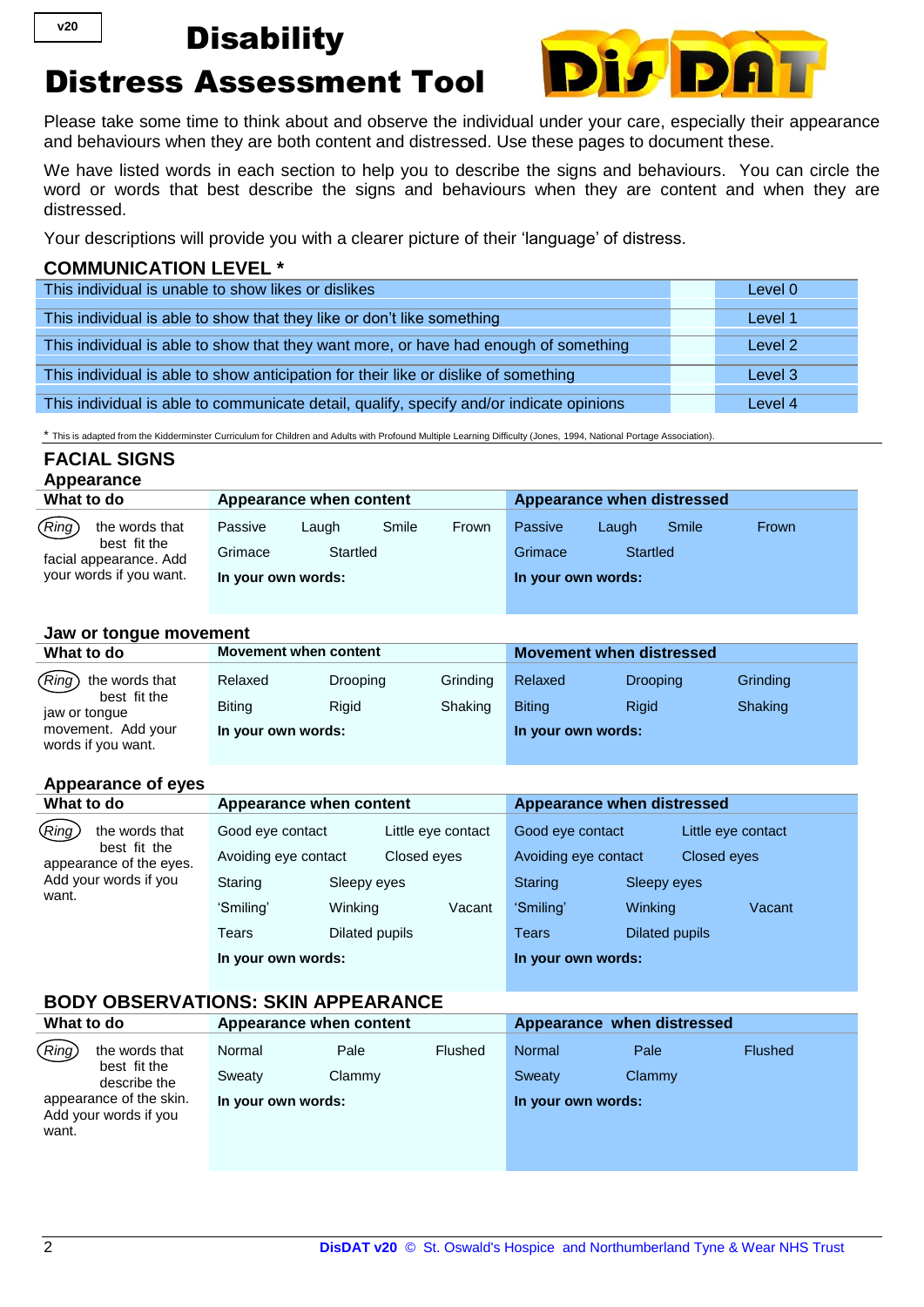v20

# Disability Distress Assessment Tool

Please take some time to think about and observe the individual under your care, especially their appearance and behaviours when they are both content and distressed. Use these pages to document these.

We have listed words in each section to help you to describe the signs and behaviours. You can circle the word or words that best describe the signs and behaviours when they are content and when they are distressed.

Your descriptions will provide you with a clearer picture of their 'language' of distress.

## COMMUNICATION LEVEL *

| | | |
|---|---|---|
| This individual is unable to show likes or dislikes | | Level 0 |
| This individual is able to show that they like or don't like something | | Level 1 |
| This individual is able to show that they want more, or have had enough of something | | Level 2 |
| This individual is able to show anticipation for their like or dislike of something | | Level 3 |
| This individual is able to communicate detail, qualify, specify and/or indicate opinions | | Level 4 |

* This is adapted from the Kidderminster Curriculum for Children and Adults with Profound Multiple Learning Difficulty (Jones, 1994, National Portage Association).

## FACIAL SIGNS

### Appearance

| What to do | Appearance when content | Appearance when distressed |
|---|---|---|
| Ring the words that best fit the facial appearance. Add your words if you want. | Passive Laugh Smile Frown<br>Grimace Startled<br>**In your own words:** | Passive Laugh Smile Frown<br>Grimace Startled<br>**In your own words:** |

### Jaw or tongue movement

| What to do | Movement when content | Movement when distressed |
|---|---|---|
| Ring the words that best fit the jaw or tongue movement. Add your words if you want. | Relaxed Drooping Grinding<br>Biting Rigid Shaking<br>**In your own words:** | Relaxed Drooping Grinding<br>Biting Rigid Shaking<br>**In your own words:** |

### Appearance of eyes

| What to do | Appearance when content | Appearance when distressed |
|---|---|---|
| Ring the words that best fit the appearance of the eyes. Add your words if you want. | Good eye contact Little eye contact<br>Avoiding eye contact Closed eyes<br>Staring Sleepy eyes<br>'Smiling' Winking Vacant<br>Tears Dilated pupils<br>**In your own words:** | Good eye contact Little eye contact<br>Avoiding eye contact Closed eyes<br>Staring Sleepy eyes<br>'Smiling' Winking Vacant<br>Tears Dilated pupils<br>**In your own words:** |

## BODY OBSERVATIONS: SKIN APPEARANCE

| What to do | Appearance when content | Appearance when distressed |
|---|---|---|
| Ring the words that best describe the appearance of the skin. Add your words if you want. | Normal Pale Flushed<br>Sweaty Clammy<br>**In your own words:** | Normal Pale Flushed<br>Sweaty Clammy<br>**In your own words:** |

**DisDAT v20** © St. Oswald's Hospice and Northumberland Tyne & Wear NHS Trust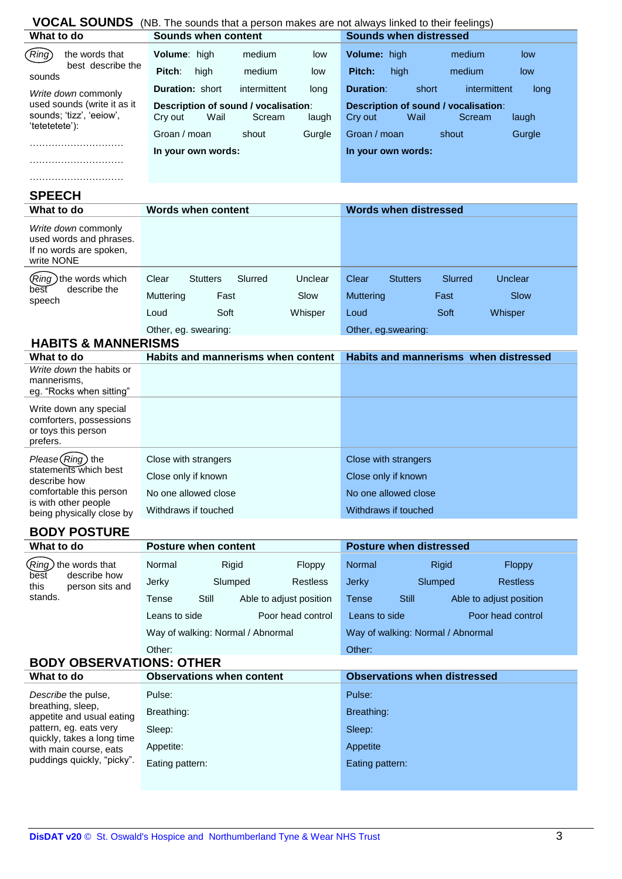## VOCAL SOUNDS (NB. The sounds that a person makes are not always linked to their feelings)

| What to do | Sounds when content | Sounds when distressed |
|---|---|---|
| *Ring* the words that best describe the sounds | **Volume**: high medium low | **Volume**: high medium low |
| | **Pitch**: high medium low | **Pitch**: high medium low |
| | **Duration**: short intermittent long | **Duration**: short intermittent long |
| *Write down* commonly used sounds (write it as it sounds; 'tizz', 'eeiow', 'tetetetete'): | **Description of sound / vocalisation**: Cry out Wail Scream laugh | **Description of sound / vocalisation**: Cry out Wail Scream laugh |
| ………………………… | Groan / moan shout Gurgle | Groan / moan shout Gurgle |
| ………………………… | **In your own words:** | **In your own words:** |
| ………………………… | | |

## SPEECH

| What to do | Words when content | Words when distressed |
|---|---|---|
| *Write down* commonly used words and phrases. If no words are spoken, write NONE | | |
| *Ring* the words which best describe the speech | Clear Stutters Slurred Unclear | Clear Stutters Slurred Unclear |
| | Muttering Fast Slow | Muttering Fast Slow |
| | Loud Soft Whisper | Loud Soft Whisper |
| | Other, eg. swearing: | Other, eg.swearing: |

## HABITS & MANNERISMS

| What to do | Habits and mannerisms when content | Habits and mannerisms when distressed |
|---|---|---|
| *Write down* the habits or mannerisms, eg. "Rocks when sitting" | | |
| Write down any special comforters, possessions or toys this person prefers. | | |
| *Please Ring* the statements which best describe how comfortable this person is with other people being physically close by | Close with strangers | Close with strangers |
| | Close only if known | Close only if known |
| | No one allowed close | No one allowed close |
| | Withdraws if touched | Withdraws if touched |

## BODY POSTURE

| What to do | Posture when content | Posture when distressed |
|---|---|---|
| *Ring* the words that best describe how this person sits and stands. | Normal Rigid Floppy | Normal Rigid Floppy |
| | Jerky Slumped Restless | Jerky Slumped Restless |
| | Tense Still Able to adjust position | Tense Still Able to adjust position |
| | Leans to side Poor head control | Leans to side Poor head control |
| | Way of walking: Normal / Abnormal | Way of walking: Normal / Abnormal |
| | Other: | Other: |

## BODY OBSERVATIONS: OTHER

| What to do | Observations when content | Observations when distressed |
|---|---|---|
| *Describe* the pulse, breathing, sleep, appetite and usual eating pattern, eg. eats very quickly, takes a long time with main course, eats puddings quickly, "picky". | Pulse: | Pulse: |
| | Breathing: | Breathing: |
| | Sleep: | Sleep: |
| | Appetite: | Appetite |
| | Eating pattern: | Eating pattern: |

**DisDAT v20** © St. Oswald's Hospice and Northumberland Tyne & Wear NHS Trust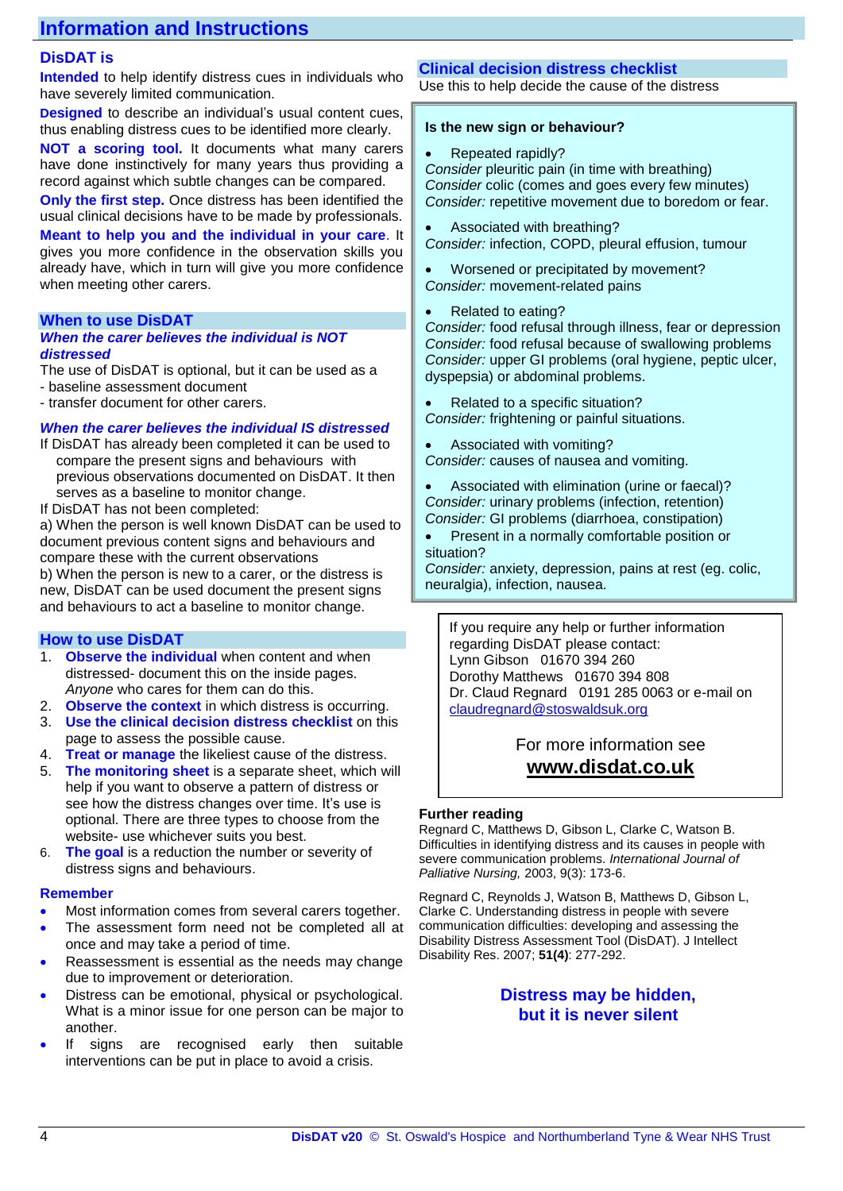# Information and Instructions

## DisDAT is

**Intended** to help identify distress cues in individuals who have severely limited communication.

**Designed** to describe an individual's usual content cues, thus enabling distress cues to be identified more clearly.

**NOT a scoring tool.** It documents what many carers have done instinctively for many years thus providing a record against which subtle changes can be compared.

**Only the first step.** Once distress has been identified the usual clinical decisions have to be made by professionals.

**Meant to help you and the individual in your care**. It gives you more confidence in the observation skills you already have, which in turn will give you more confidence when meeting other carers.

## When to use DisDAT

***When the carer believes the individual is NOT distressed***

The use of DisDAT is optional, but it can be used as a
- baseline assessment document
- transfer document for other carers.

***When the carer believes the individual IS distressed***

If DisDAT has already been completed it can be used to compare the present signs and behaviours with previous observations documented on DisDAT. It then serves as a baseline to monitor change.

If DisDAT has not been completed:

a) When the person is well known DisDAT can be used to document previous content signs and behaviours and compare these with the current observations

b) When the person is new to a carer, or the distress is new, DisDAT can be used document the present signs and behaviours to act a baseline to monitor change.

## How to use DisDAT

1. **Observe the individual** when content and when distressed- document this on the inside pages. *Anyone* who cares for them can do this.
2. **Observe the context** in which distress is occurring.
3. **Use the clinical decision distress checklist** on this page to assess the possible cause.
4. **Treat or manage** the likeliest cause of the distress.
5. **The monitoring sheet** is a separate sheet, which will help if you want to observe a pattern of distress or see how the distress changes over time. It's use is optional. There are three types to choose from the website- use whichever suits you best.
6. **The goal** is a reduction the number or severity of distress signs and behaviours.

### Remember

- Most information comes from several carers together.
- The assessment form need not be completed all at once and may take a period of time.
- Reassessment is essential as the needs may change due to improvement or deterioration.
- Distress can be emotional, physical or psychological. What is a minor issue for one person can be major to another.
- If signs are recognised early then suitable interventions can be put in place to avoid a crisis.

## Clinical decision distress checklist

Use this to help decide the cause of the distress

**Is the new sign or behaviour?**

- Repeated rapidly?

*Consider* pleuritic pain (in time with breathing)
*Consider* colic (comes and goes every few minutes)
*Consider:* repetitive movement due to boredom or fear.

- Associated with breathing?

*Consider:* infection, COPD, pleural effusion, tumour

- Worsened or precipitated by movement?

*Consider:* movement-related pains

- Related to eating?

*Consider:* food refusal through illness, fear or depression
*Consider:* food refusal because of swallowing problems
*Consider:* upper GI problems (oral hygiene, peptic ulcer, dyspepsia) or abdominal problems.

- Related to a specific situation?

*Consider:* frightening or painful situations.

- Associated with vomiting?

*Consider:* causes of nausea and vomiting.

- Associated with elimination (urine or faecal)?

*Consider:* urinary problems (infection, retention)
*Consider:* GI problems (diarrhoea, constipation)

- Present in a normally comfortable position or situation?

*Consider:* anxiety, depression, pains at rest (eg. colic, neuralgia), infection, nausea.

If you require any help or further information regarding DisDAT please contact:
Lynn Gibson 01670 394 260
Dorothy Matthews 01670 394 808
Dr. Claud Regnard 0191 285 0063 or e-mail on claudregnard@stoswaldsuk.org

For more information see **www.disdat.co.uk**

**Further reading**

Regnard C, Matthews D, Gibson L, Clarke C, Watson B. Difficulties in identifying distress and its causes in people with severe communication problems. *International Journal of Palliative Nursing,* 2003, 9(3): 173-6.

Regnard C, Reynolds J, Watson B, Matthews D, Gibson L, Clarke C. Understanding distress in people with severe communication difficulties: developing and assessing the Disability Distress Assessment Tool (DisDAT). J Intellect Disability Res. 2007; **51(4)**: 277-292.

**Distress may be hidden, but it is never silent**

**DisDAT v20** © St. Oswald's Hospice and Northumberland Tyne & Wear NHS Trust